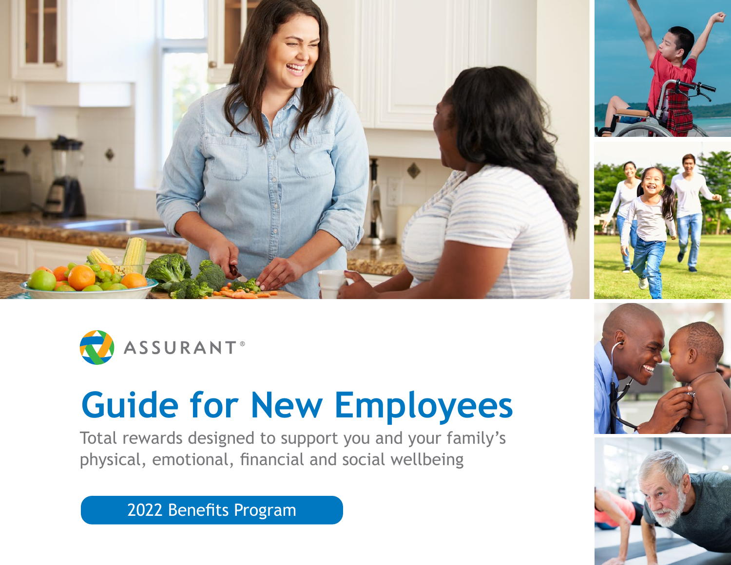ASSURANT®

# Guide for New Employees

Total rewards designed to support you and your family's physical, emotional, financial and social wellbeing

2022 Benefits Program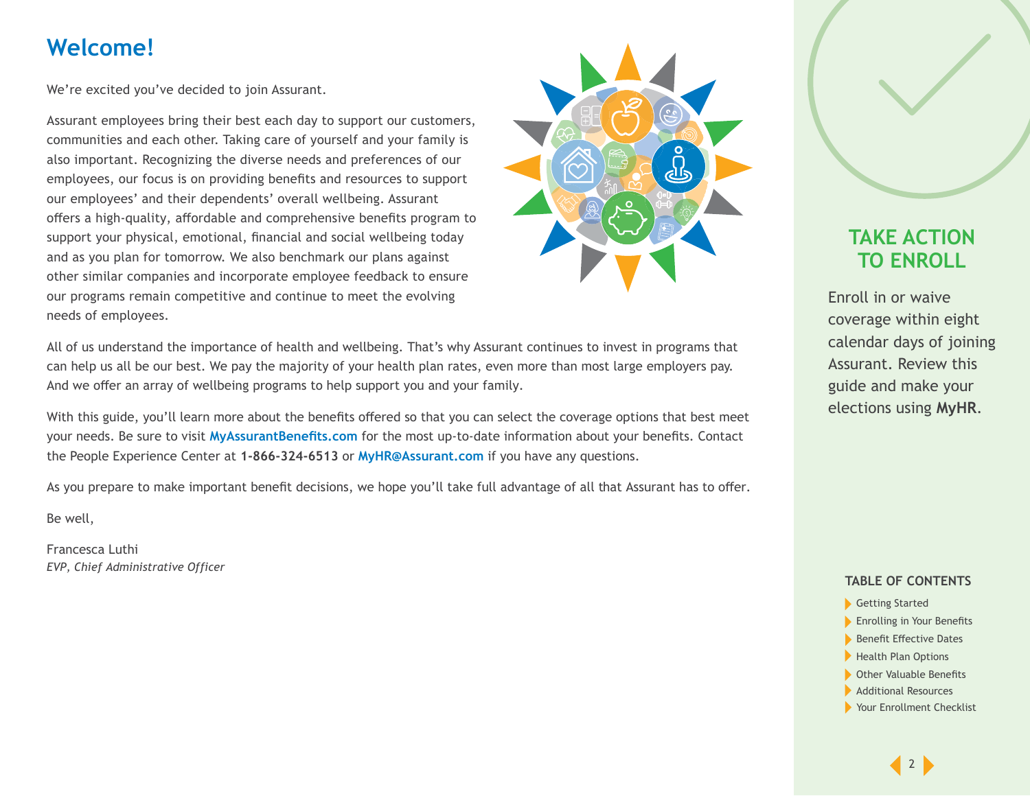# Welcome!

We're excited you've decided to join Assurant.

Assurant employees bring their best each day to support our customers, communities and each other. Taking care of yourself and your family is also important. Recognizing the diverse needs and preferences of our employees, our focus is on providing benefits and resources to support our employees' and their dependents' overall wellbeing. Assurant offers a high-quality, affordable and comprehensive benefits program to support your physical, emotional, financial and social wellbeing today and as you plan for tomorrow. We also benchmark our plans against other similar companies and incorporate employee feedback to ensure our programs remain competitive and continue to meet the evolving needs of employees.

All of us understand the importance of health and wellbeing. That's why Assurant continues to invest in programs that can help us all be our best. We pay the majority of your health plan rates, even more than most large employers pay. And we offer an array of wellbeing programs to help support you and your family.

With this guide, you'll learn more about the benefits offered so that you can select the coverage options that best meet your needs. Be sure to visit **MyAssurantBenefits.com** for the most up-to-date information about your benefits. Contact the People Experience Center at **1-866-324-6513** or **MyHR@Assurant.com** if you have any questions.

As you prepare to make important benefit decisions, we hope you'll take full advantage of all that Assurant has to offer.

Be well,

Francesca Luthi
*EVP, Chief Administrative Officer*

## TAKE ACTION TO ENROLL

Enroll in or waive coverage within eight calendar days of joining Assurant. Review this guide and make your elections using **MyHR**.

### TABLE OF CONTENTS

- Getting Started
- Enrolling in Your Benefits
- Benefit Effective Dates
- Health Plan Options
- Other Valuable Benefits
- Additional Resources
- Your Enrollment Checklist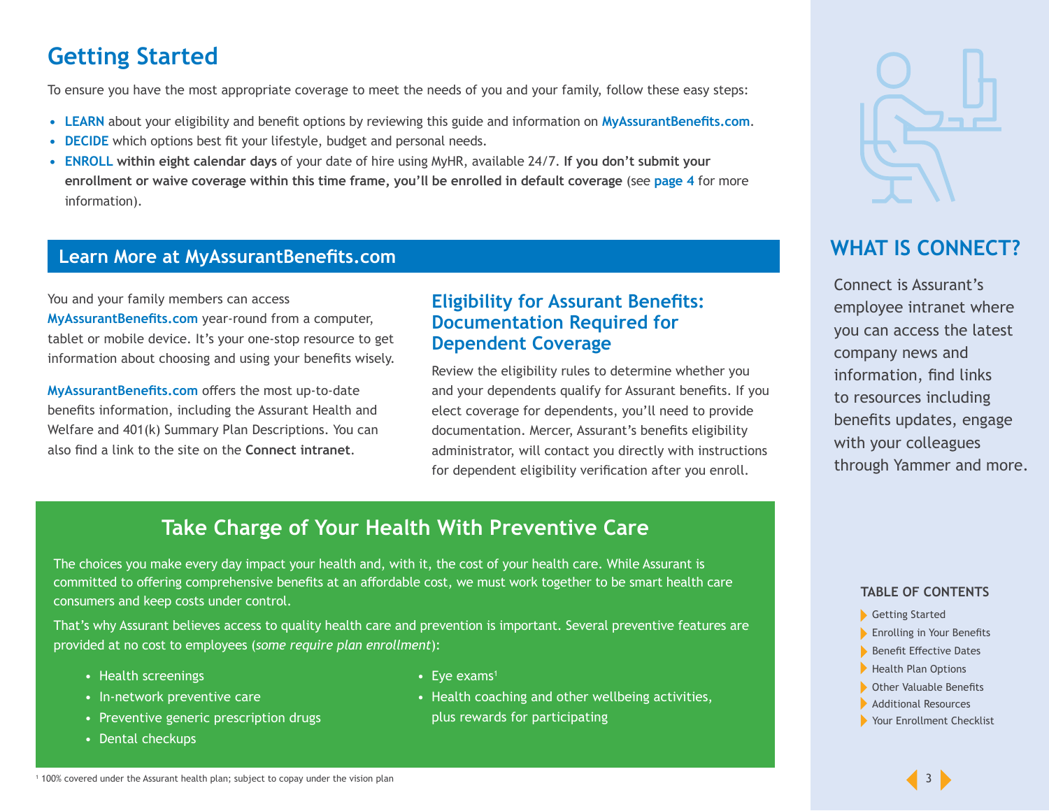# Getting Started

To ensure you have the most appropriate coverage to meet the needs of you and your family, follow these easy steps:

- **LEARN** about your eligibility and benefit options by reviewing this guide and information on **MyAssurantBenefits.com**.
- **DECIDE** which options best fit your lifestyle, budget and personal needs.
- **ENROLL within eight calendar days** of your date of hire using MyHR, available 24/7. **If you don't submit your enrollment or waive coverage within this time frame, you'll be enrolled in default coverage** (see **page 4** for more information).

## Learn More at MyAssurantBenefits.com

You and your family members can access **MyAssurantBenefits.com** year-round from a computer, tablet or mobile device. It's your one-stop resource to get information about choosing and using your benefits wisely.

**MyAssurantBenefits.com** offers the most up-to-date benefits information, including the Assurant Health and Welfare and 401(k) Summary Plan Descriptions. You can also find a link to the site on the **Connect intranet**.

### Eligibility for Assurant Benefits: Documentation Required for Dependent Coverage

Review the eligibility rules to determine whether you and your dependents qualify for Assurant benefits. If you elect coverage for dependents, you'll need to provide documentation. Mercer, Assurant's benefits eligibility administrator, will contact you directly with instructions for dependent eligibility verification after you enroll.

## Take Charge of Your Health With Preventive Care

The choices you make every day impact your health and, with it, the cost of your health care. While Assurant is committed to offering comprehensive benefits at an affordable cost, we must work together to be smart health care consumers and keep costs under control.

That's why Assurant believes access to quality health care and prevention is important. Several preventive features are provided at no cost to employees (*some require plan enrollment*):

- Health screenings
- In-network preventive care
- Preventive generic prescription drugs
- Dental checkups
- Eye exams[1]
- Health coaching and other wellbeing activities, plus rewards for participating

[1] 100% covered under the Assurant health plan; subject to copay under the vision plan

## WHAT IS CONNECT?

Connect is Assurant's employee intranet where you can access the latest company news and information, find links to resources including benefits updates, engage with your colleagues through Yammer and more.

### TABLE OF CONTENTS

- Getting Started
- Enrolling in Your Benefits
- Benefit Effective Dates
- Health Plan Options
- Other Valuable Benefits
- Additional Resources
- Your Enrollment Checklist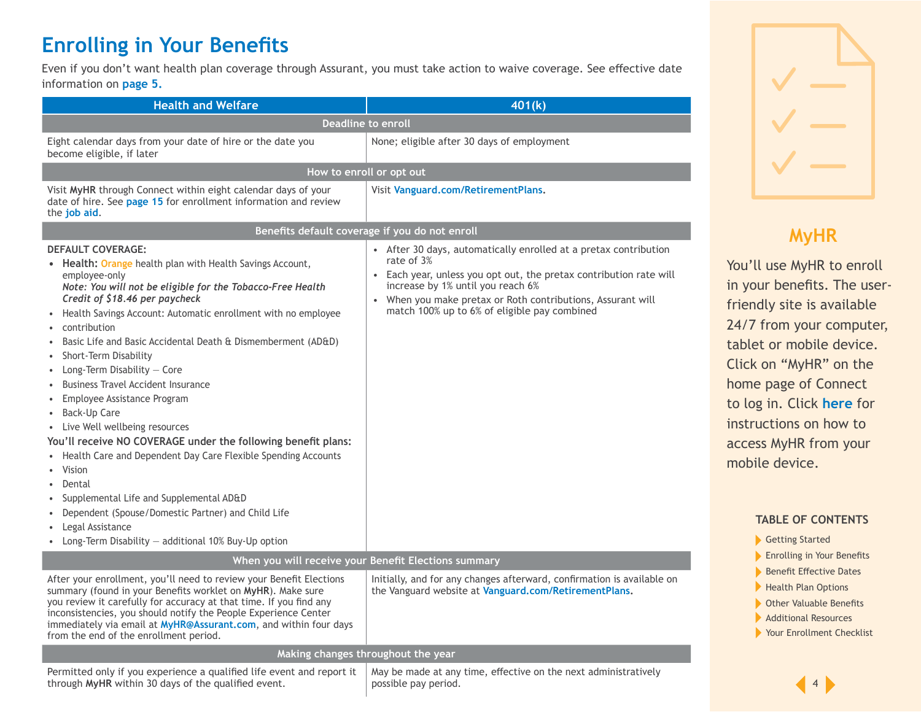# Enrolling in Your Benefits

Even if you don't want health plan coverage through Assurant, you must take action to waive coverage. See effective date information on **page 5.**

| Health and Welfare | 401(k) |
|---|---|
| **Deadline to enroll** | |
| Eight calendar days from your date of hire or the date you become eligible, if later | None; eligible after 30 days of employment |
| **How to enroll or opt out** | |
| Visit **MyHR** through Connect within eight calendar days of your date of hire. See **page 15** for enrollment information and review the **job aid**. | Visit **Vanguard.com/RetirementPlans**. |
| **Benefits default coverage if you do not enroll** | |
| **DEFAULT COVERAGE:**<br>• **Health:** Orange health plan with Health Savings Account, employee-only<br>***Note: You will not be eligible for the Tobacco-Free Health Credit of $18.46 per paycheck***<br>• Health Savings Account: Automatic enrollment with no employee contribution<br>• Basic Life and Basic Accidental Death & Dismemberment (AD&D)<br>• Short-Term Disability<br>• Long-Term Disability — Core<br>• Business Travel Accident Insurance<br>• Employee Assistance Program<br>• Back-Up Care<br>• Live Well wellbeing resources<br>**You'll receive NO COVERAGE under the following benefit plans:**<br>• Health Care and Dependent Day Care Flexible Spending Accounts<br>• Vision<br>• Dental<br>• Supplemental Life and Supplemental AD&D<br>• Dependent (Spouse/Domestic Partner) and Child Life<br>• Legal Assistance<br>• Long-Term Disability — additional 10% Buy-Up option | • After 30 days, automatically enrolled at a pretax contribution rate of 3%<br>• Each year, unless you opt out, the pretax contribution rate will increase by 1% until you reach 6%<br>• When you make pretax or Roth contributions, Assurant will match 100% up to 6% of eligible pay combined |
| **When you will receive your Benefit Elections summary** | |
| After your enrollment, you'll need to review your Benefit Elections summary (found in your Benefits worklet on **MyHR**). Make sure you review it carefully for accuracy at that time. If you find any inconsistencies, you should notify the People Experience Center immediately via email at **MyHR@Assurant.com**, and within four days from the end of the enrollment period. | Initially, and for any changes afterward, confirmation is available on the Vanguard website at **Vanguard.com/RetirementPlans**. |
| **Making changes throughout the year** | |
| Permitted only if you experience a qualified life event and report it through **MyHR** within 30 days of the qualified event. | May be made at any time, effective on the next administratively possible pay period. |

## MyHR

You'll use MyHR to enroll in your benefits. The user-friendly site is available 24/7 from your computer, tablet or mobile device. Click on "MyHR" on the home page of Connect to log in. Click **here** for instructions on how to access MyHR from your mobile device.

**TABLE OF CONTENTS**

- Getting Started
- Enrolling in Your Benefits
- Benefit Effective Dates
- Health Plan Options
- Other Valuable Benefits
- Additional Resources
- Your Enrollment Checklist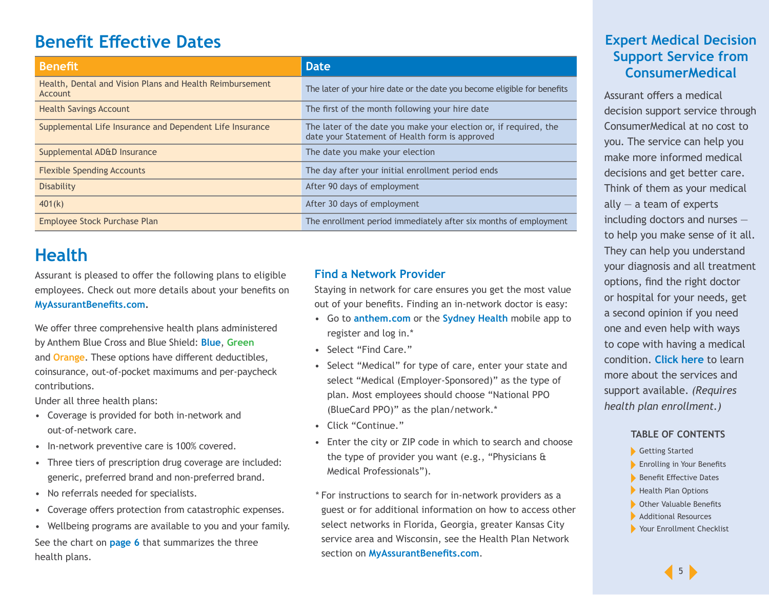## Benefit Effective Dates

| Benefit | Date |
| --- | --- |
| Health, Dental and Vision Plans and Health Reimbursement Account | The later of your hire date or the date you become eligible for benefits |
| Health Savings Account | The first of the month following your hire date |
| Supplemental Life Insurance and Dependent Life Insurance | The later of the date you make your election or, if required, the date your Statement of Health form is approved |
| Supplemental AD&D Insurance | The date you make your election |
| Flexible Spending Accounts | The day after your initial enrollment period ends |
| Disability | After 90 days of employment |
| 401(k) | After 30 days of employment |
| Employee Stock Purchase Plan | The enrollment period immediately after six months of employment |

## Health

Assurant is pleased to offer the following plans to eligible employees. Check out more details about your benefits on **MyAssurantBenefits.com**.

We offer three comprehensive health plans administered by Anthem Blue Cross and Blue Shield: **Blue**, **Green** and **Orange**. These options have different deductibles, coinsurance, out-of-pocket maximums and per-paycheck contributions.

Under all three health plans:

- Coverage is provided for both in-network and out-of-network care.
- In-network preventive care is 100% covered.
- Three tiers of prescription drug coverage are included: generic, preferred brand and non-preferred brand.
- No referrals needed for specialists.
- Coverage offers protection from catastrophic expenses.
- Wellbeing programs are available to you and your family.

See the chart on **page 6** that summarizes the three health plans.

### Find a Network Provider

Staying in network for care ensures you get the most value out of your benefits. Finding an in-network doctor is easy:

- Go to **anthem.com** or the **Sydney Health** mobile app to register and log in.*
- Select "Find Care."
- Select "Medical" for type of care, enter your state and select "Medical (Employer-Sponsored)" as the type of plan. Most employees should choose "National PPO (BlueCard PPO)" as the plan/network.*
- Click "Continue."
- Enter the city or ZIP code in which to search and choose the type of provider you want (e.g., "Physicians & Medical Professionals").

* For instructions to search for in-network providers as a guest or for additional information on how to access other select networks in Florida, Georgia, greater Kansas City service area and Wisconsin, see the Health Plan Network section on **MyAssurantBenefits.com**.

## Expert Medical Decision Support Service from ConsumerMedical

Assurant offers a medical decision support service through ConsumerMedical at no cost to you. The service can help you make more informed medical decisions and get better care. Think of them as your medical ally — a team of experts including doctors and nurses — to help you make sense of it all. They can help you understand your diagnosis and all treatment options, find the right doctor or hospital for your needs, get a second opinion if you need one and even help with ways to cope with having a medical condition. **Click here** to learn more about the services and support available. *(Requires health plan enrollment.)*

**TABLE OF CONTENTS**

- Getting Started
- Enrolling in Your Benefits
- Benefit Effective Dates
- Health Plan Options
- Other Valuable Benefits
- Additional Resources
- Your Enrollment Checklist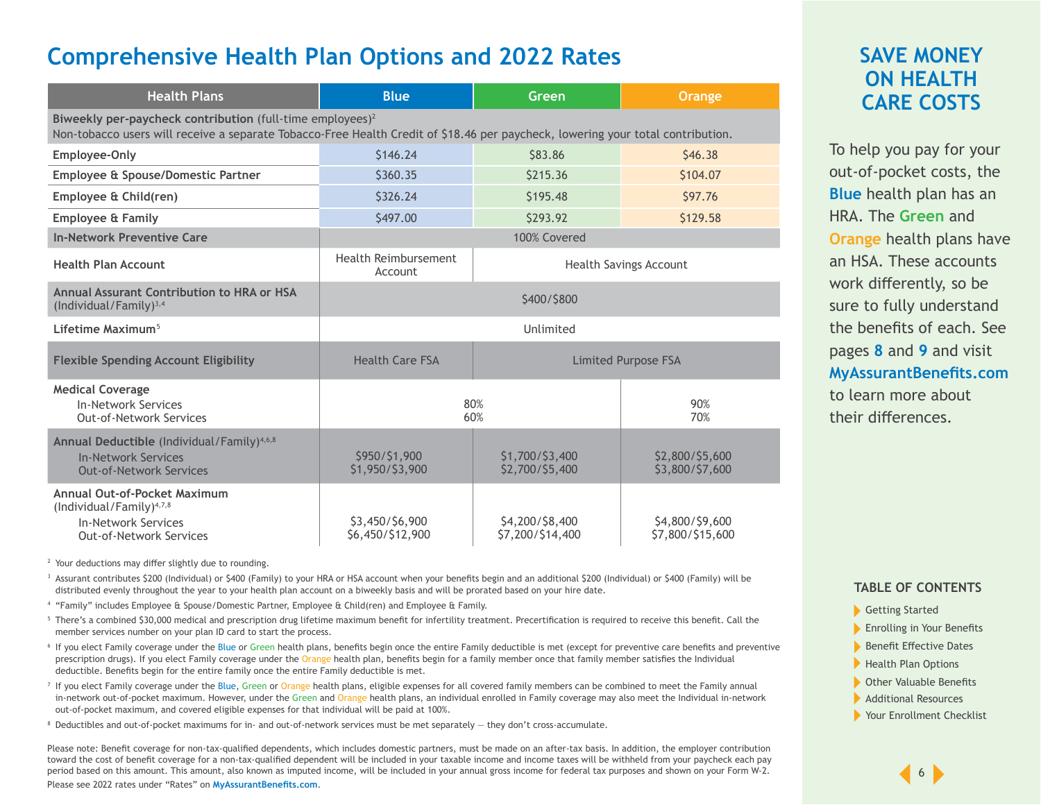# Comprehensive Health Plan Options and 2022 Rates

| Health Plans | Blue | Green | Orange |
|---|---|---|---|
| **Biweekly per-paycheck contribution** (full-time employees)[2] Non-tobacco users will receive a separate Tobacco-Free Health Credit of $18.46 per paycheck, lowering your total contribution. | | | |
| **Employee-Only** | $146.24 | $83.86 | $46.38 |
| **Employee & Spouse/Domestic Partner** | $360.35 | $215.36 | $104.07 |
| **Employee & Child(ren)** | $326.24 | $195.48 | $97.76 |
| **Employee & Family** | $497.00 | $293.92 | $129.58 |
| **In-Network Preventive Care** | 100% Covered | | |
| **Health Plan Account** | Health Reimbursement Account | Health Savings Account | |
| **Annual Assurant Contribution to HRA or HSA** (Individual/Family)[3,4] | $400/$800 | | |
| **Lifetime Maximum**[5] | Unlimited | | |
| **Flexible Spending Account Eligibility** | Health Care FSA | Limited Purpose FSA | |
| **Medical Coverage** | | | |
| In-Network Services | 80% | | 90% |
| Out-of-Network Services | 60% | | 70% |
| **Annual Deductible** (Individual/Family)[4,6,8] | | | |
| In-Network Services | $950/$1,900 | $1,700/$3,400 | $2,800/$5,600 |
| Out-of-Network Services | $1,950/$3,900 | $2,700/$5,400 | $3,800/$7,600 |
| **Annual Out-of-Pocket Maximum** (Individual/Family)[4,7,8] | | | |
| In-Network Services | $3,450/$6,900 | $4,200/$8,400 | $4,800/$9,600 |
| Out-of-Network Services | $6,450/$12,900 | $7,200/$14,400 | $7,800/$15,600 |

[2] Your deductions may differ slightly due to rounding.

[3] Assurant contributes $200 (Individual) or $400 (Family) to your HRA or HSA account when your benefits begin and an additional $200 (Individual) or $400 (Family) will be distributed evenly throughout the year to your health plan account on a biweekly basis and will be prorated based on your hire date.

[4] "Family" includes Employee & Spouse/Domestic Partner, Employee & Child(ren) and Employee & Family.

[5] There's a combined $30,000 medical and prescription drug lifetime maximum benefit for infertility treatment. Precertification is required to receive this benefit. Call the member services number on your plan ID card to start the process.

[6] If you elect Family coverage under the Blue or Green health plans, benefits begin once the entire Family deductible is met (except for preventive care benefits and preventive prescription drugs). If you elect Family coverage under the Orange health plan, benefits begin for a family member once that family member satisfies the Individual deductible. Benefits begin for the entire family once the entire Family deductible is met.

[7] If you elect Family coverage under the Blue, Green or Orange health plans, eligible expenses for all covered family members can be combined to meet the Family annual in-network out-of-pocket maximum. However, under the Green and Orange health plans, an individual enrolled in Family coverage may also meet the Individual in-network out-of-pocket maximum, and covered eligible expenses for that individual will be paid at 100%.

[8] Deductibles and out-of-pocket maximums for in- and out-of-network services must be met separately — they don't cross-accumulate.

Please note: Benefit coverage for non-tax-qualified dependents, which includes domestic partners, must be made on an after-tax basis. In addition, the employer contribution toward the cost of benefit coverage for a non-tax-qualified dependent will be included in your taxable income and income taxes will be withheld from your paycheck each pay period based on this amount. This amount, also known as imputed income, will be included in your annual gross income for federal tax purposes and shown on your Form W-2. Please see 2022 rates under "Rates" on **MyAssurantBenefits.com**.

## SAVE MONEY ON HEALTH CARE COSTS

To help you pay for your out-of-pocket costs, the **Blue** health plan has an HRA. The **Green** and **Orange** health plans have an HSA. These accounts work differently, so be sure to fully understand the benefits of each. See pages **8** and **9** and visit **MyAssurantBenefits.com** to learn more about their differences.

### TABLE OF CONTENTS

- Getting Started
- Enrolling in Your Benefits
- Benefit Effective Dates
- Health Plan Options
- Other Valuable Benefits
- Additional Resources
- Your Enrollment Checklist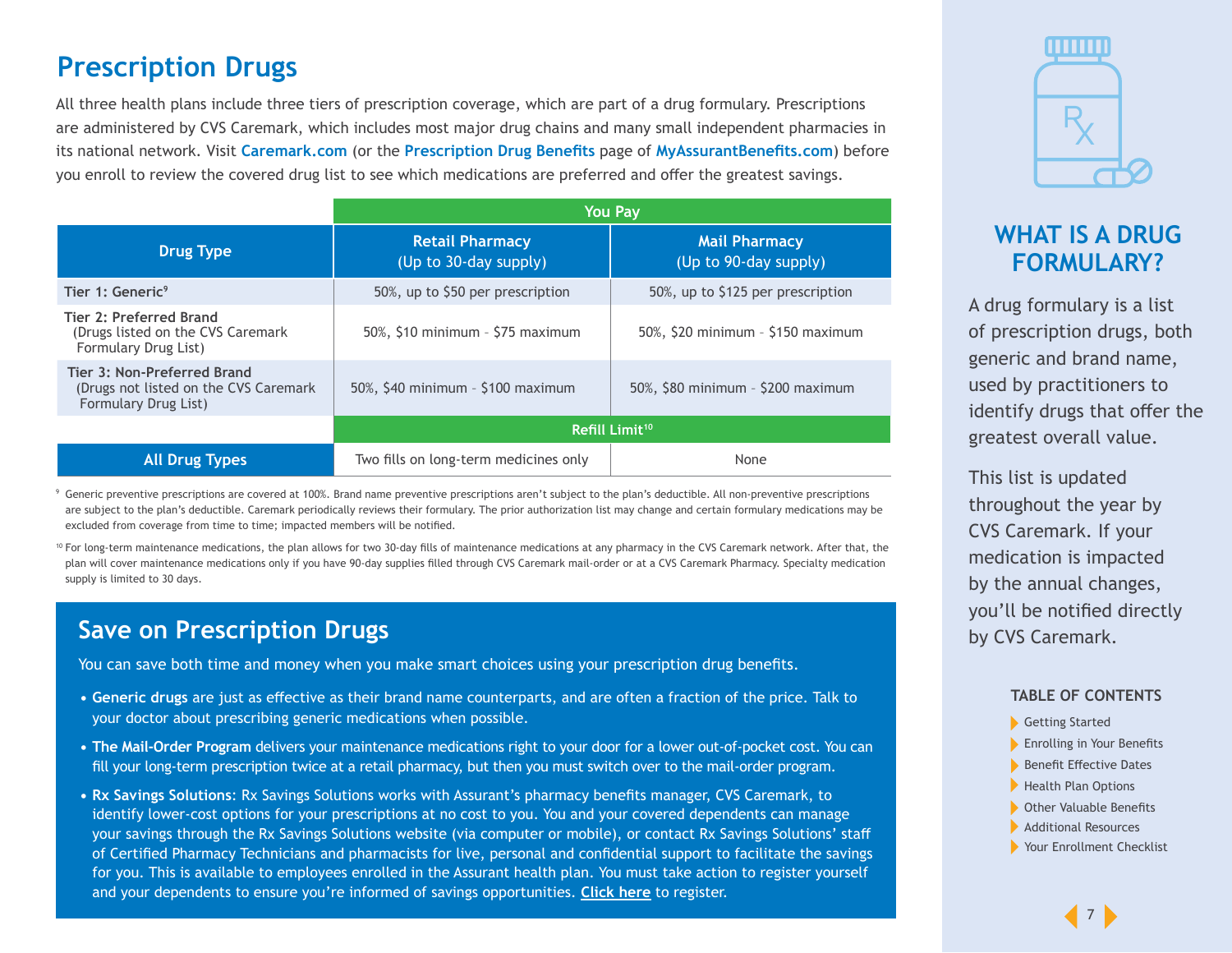# Prescription Drugs

All three health plans include three tiers of prescription coverage, which are part of a drug formulary. Prescriptions are administered by CVS Caremark, which includes most major drug chains and many small independent pharmacies in its national network. Visit **Caremark.com** (or the **Prescription Drug Benefits** page of **MyAssurantBenefits.com**) before you enroll to review the covered drug list to see which medications are preferred and offer the greatest savings.

| | You Pay | |
|---|---|---|
| **Drug Type** | **Retail Pharmacy** (Up to 30-day supply) | **Mail Pharmacy** (Up to 90-day supply) |
| **Tier 1: Generic**[9] | 50%, up to $50 per prescription | 50%, up to $125 per prescription |
| **Tier 2: Preferred Brand** (Drugs listed on the CVS Caremark Formulary Drug List) | 50%, $10 minimum – $75 maximum | 50%, $20 minimum – $150 maximum |
| **Tier 3: Non-Preferred Brand** (Drugs not listed on the CVS Caremark Formulary Drug List) | 50%, $40 minimum – $100 maximum | 50%, $80 minimum – $200 maximum |
| | **Refill Limit**[10] | |
| **All Drug Types** | Two fills on long-term medicines only | None |

[9] Generic preventive prescriptions are covered at 100%. Brand name preventive prescriptions aren't subject to the plan's deductible. All non-preventive prescriptions are subject to the plan's deductible. Caremark periodically reviews their formulary. The prior authorization list may change and certain formulary medications may be excluded from coverage from time to time; impacted members will be notified.

[10] For long-term maintenance medications, the plan allows for two 30-day fills of maintenance medications at any pharmacy in the CVS Caremark network. After that, the plan will cover maintenance medications only if you have 90-day supplies filled through CVS Caremark mail-order or at a CVS Caremark Pharmacy. Specialty medication supply is limited to 30 days.

## Save on Prescription Drugs

You can save both time and money when you make smart choices using your prescription drug benefits.

- **Generic drugs** are just as effective as their brand name counterparts, and are often a fraction of the price. Talk to your doctor about prescribing generic medications when possible.
- **The Mail-Order Program** delivers your maintenance medications right to your door for a lower out-of-pocket cost. You can fill your long-term prescription twice at a retail pharmacy, but then you must switch over to the mail-order program.
- **Rx Savings Solutions**: Rx Savings Solutions works with Assurant's pharmacy benefits manager, CVS Caremark, to identify lower-cost options for your prescriptions at no cost to you. You and your covered dependents can manage your savings through the Rx Savings Solutions website (via computer or mobile), or contact Rx Savings Solutions' staff of Certified Pharmacy Technicians and pharmacists for live, personal and confidential support to facilitate the savings for you. This is available to employees enrolled in the Assurant health plan. You must take action to register yourself and your dependents to ensure you're informed of savings opportunities. **Click here** to register.

## WHAT IS A DRUG FORMULARY?

A drug formulary is a list of prescription drugs, both generic and brand name, used by practitioners to identify drugs that offer the greatest overall value.

This list is updated throughout the year by CVS Caremark. If your medication is impacted by the annual changes, you'll be notified directly by CVS Caremark.

### TABLE OF CONTENTS

- Getting Started
- Enrolling in Your Benefits
- Benefit Effective Dates
- Health Plan Options
- Other Valuable Benefits
- Additional Resources
- Your Enrollment Checklist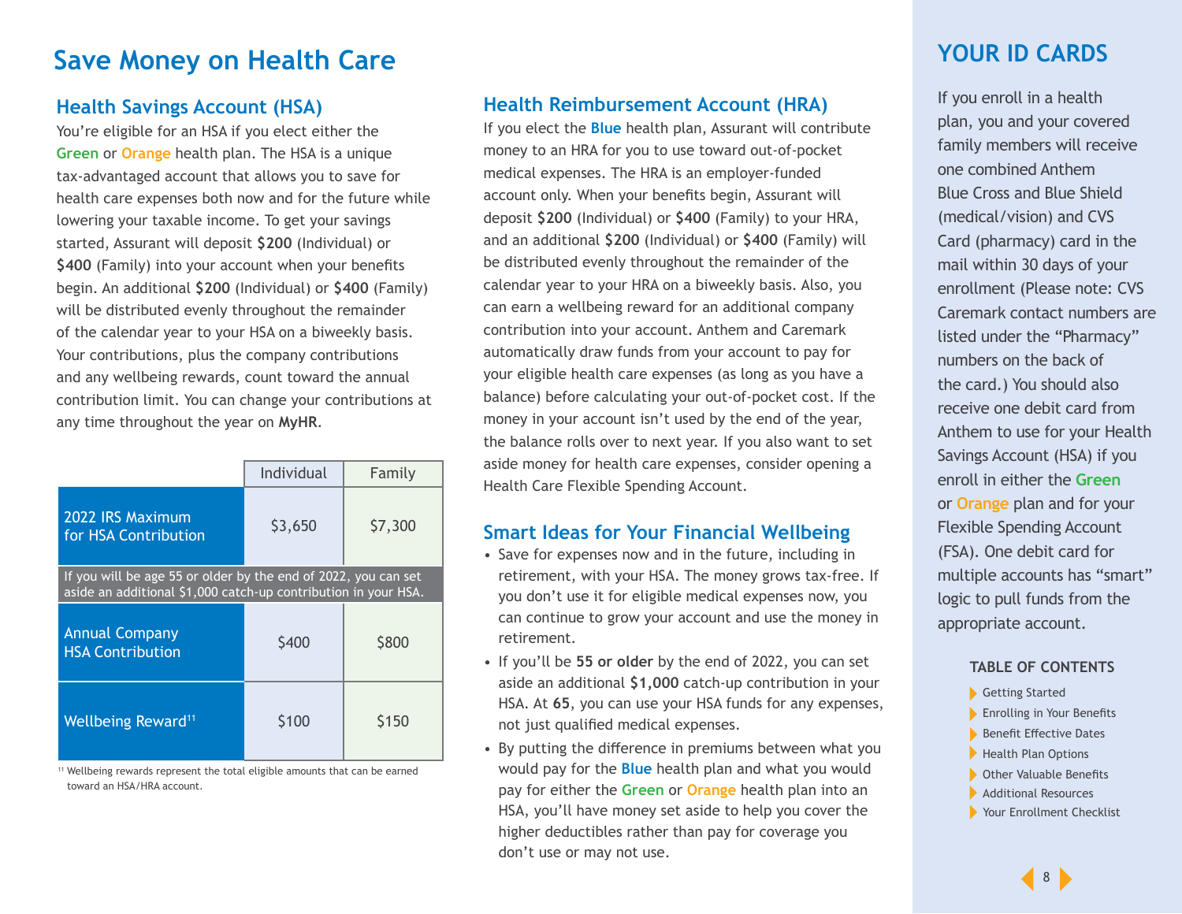# Save Money on Health Care

## Health Savings Account (HSA)

You're eligible for an HSA if you elect either the **Green** or **Orange** health plan. The HSA is a unique tax-advantaged account that allows you to save for health care expenses both now and for the future while lowering your taxable income. To get your savings started, Assurant will deposit **$200** (Individual) or **$400** (Family) into your account when your benefits begin. An additional **$200** (Individual) or **$400** (Family) will be distributed evenly throughout the remainder of the calendar year to your HSA on a biweekly basis. Your contributions, plus the company contributions and any wellbeing rewards, count toward the annual contribution limit. You can change your contributions at any time throughout the year on **MyHR**.

| | Individual | Family |
|---|---|---|
| 2022 IRS Maximum for HSA Contribution | $3,650 | $7,300 |
| If you will be age 55 or older by the end of 2022, you can set aside an additional $1,000 catch-up contribution in your HSA. | | |
| Annual Company HSA Contribution | $400 | $800 |
| Wellbeing Reward[11] | $100 | $150 |

[11] Wellbeing rewards represent the total eligible amounts that can be earned toward an HSA/HRA account.

## Health Reimbursement Account (HRA)

If you elect the **Blue** health plan, Assurant will contribute money to an HRA for you to use toward out-of-pocket medical expenses. The HRA is an employer-funded account only. When your benefits begin, Assurant will deposit **$200** (Individual) or **$400** (Family) to your HRA, and an additional **$200** (Individual) or **$400** (Family) will be distributed evenly throughout the remainder of the calendar year to your HRA on a biweekly basis. Also, you can earn a wellbeing reward for an additional company contribution into your account. Anthem and Caremark automatically draw funds from your account to pay for your eligible health care expenses (as long as you have a balance) before calculating your out-of-pocket cost. If the money in your account isn't used by the end of the year, the balance rolls over to next year. If you also want to set aside money for health care expenses, consider opening a Health Care Flexible Spending Account.

## Smart Ideas for Your Financial Wellbeing

- Save for expenses now and in the future, including in retirement, with your HSA. The money grows tax-free. If you don't use it for eligible medical expenses now, you can continue to grow your account and use the money in retirement.
- If you'll be **55 or older** by the end of 2022, you can set aside an additional **$1,000** catch-up contribution in your HSA. At **65**, you can use your HSA funds for any expenses, not just qualified medical expenses.
- By putting the difference in premiums between what you would pay for the **Blue** health plan and what you would pay for either the **Green** or **Orange** health plan into an HSA, you'll have money set aside to help you cover the higher deductibles rather than pay for coverage you don't use or may not use.

## YOUR ID CARDS

If you enroll in a health plan, you and your covered family members will receive one combined Anthem Blue Cross and Blue Shield (medical/vision) and CVS Card (pharmacy) card in the mail within 30 days of your enrollment (Please note: CVS Caremark contact numbers are listed under the "Pharmacy" numbers on the back of the card.) You should also receive one debit card from Anthem to use for your Health Savings Account (HSA) if you enroll in either the **Green** or **Orange** plan and for your Flexible Spending Account (FSA). One debit card for multiple accounts has "smart" logic to pull funds from the appropriate account.

**TABLE OF CONTENTS**

- Getting Started
- Enrolling in Your Benefits
- Benefit Effective Dates
- Health Plan Options
- Other Valuable Benefits
- Additional Resources
- Your Enrollment Checklist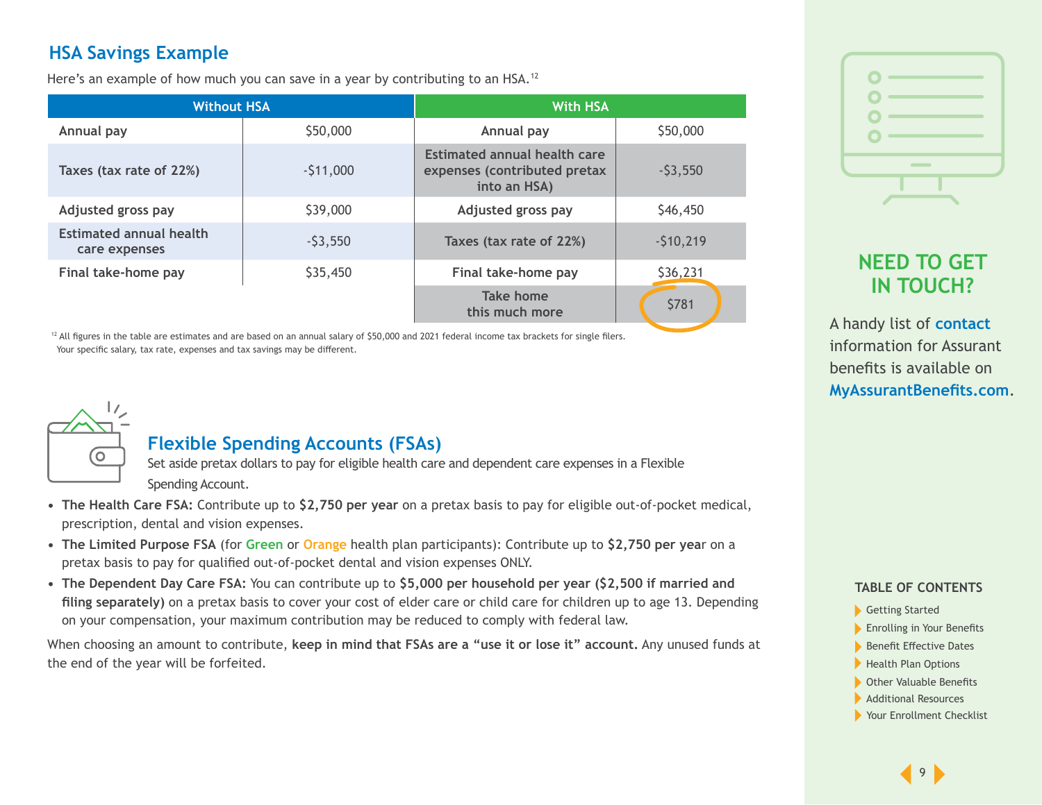## HSA Savings Example

Here's an example of how much you can save in a year by contributing to an HSA.[12]

| Without HSA | | With HSA | |
|---|---|---|---|
| Annual pay | $50,000 | Annual pay | $50,000 |
| Taxes (tax rate of 22%) | -$11,000 | Estimated annual health care expenses (contributed pretax into an HSA) | -$3,550 |
| Adjusted gross pay | $39,000 | Adjusted gross pay | $46,450 |
| Estimated annual health care expenses | -$3,550 | Taxes (tax rate of 22%) | -$10,219 |
| Final take-home pay | $35,450 | Final take-home pay | $36,231 |
| | | Take home this much more | $781 |

[12] All figures in the table are estimates and are based on an annual salary of $50,000 and 2021 federal income tax brackets for single filers. Your specific salary, tax rate, expenses and tax savings may be different.

## Flexible Spending Accounts (FSAs)

Set aside pretax dollars to pay for eligible health care and dependent care expenses in a Flexible Spending Account.

- **The Health Care FSA:** Contribute up to **$2,750 per year** on a pretax basis to pay for eligible out-of-pocket medical, prescription, dental and vision expenses.
- **The Limited Purpose FSA** (for **Green** or **Orange** health plan participants): Contribute up to **$2,750 per year** on a pretax basis to pay for qualified out-of-pocket dental and vision expenses ONLY.
- **The Dependent Day Care FSA:** You can contribute up to **$5,000 per household per year ($2,500 if married and filing separately)** on a pretax basis to cover your cost of elder care or child care for children up to age 13. Depending on your compensation, your maximum contribution may be reduced to comply with federal law.

When choosing an amount to contribute, **keep in mind that FSAs are a "use it or lose it" account.** Any unused funds at the end of the year will be forfeited.

## NEED TO GET IN TOUCH?

A handy list of **contact** information for Assurant benefits is available on **MyAssurantBenefits.com**.

### TABLE OF CONTENTS

- Getting Started
- Enrolling in Your Benefits
- Benefit Effective Dates
- Health Plan Options
- Other Valuable Benefits
- Additional Resources
- Your Enrollment Checklist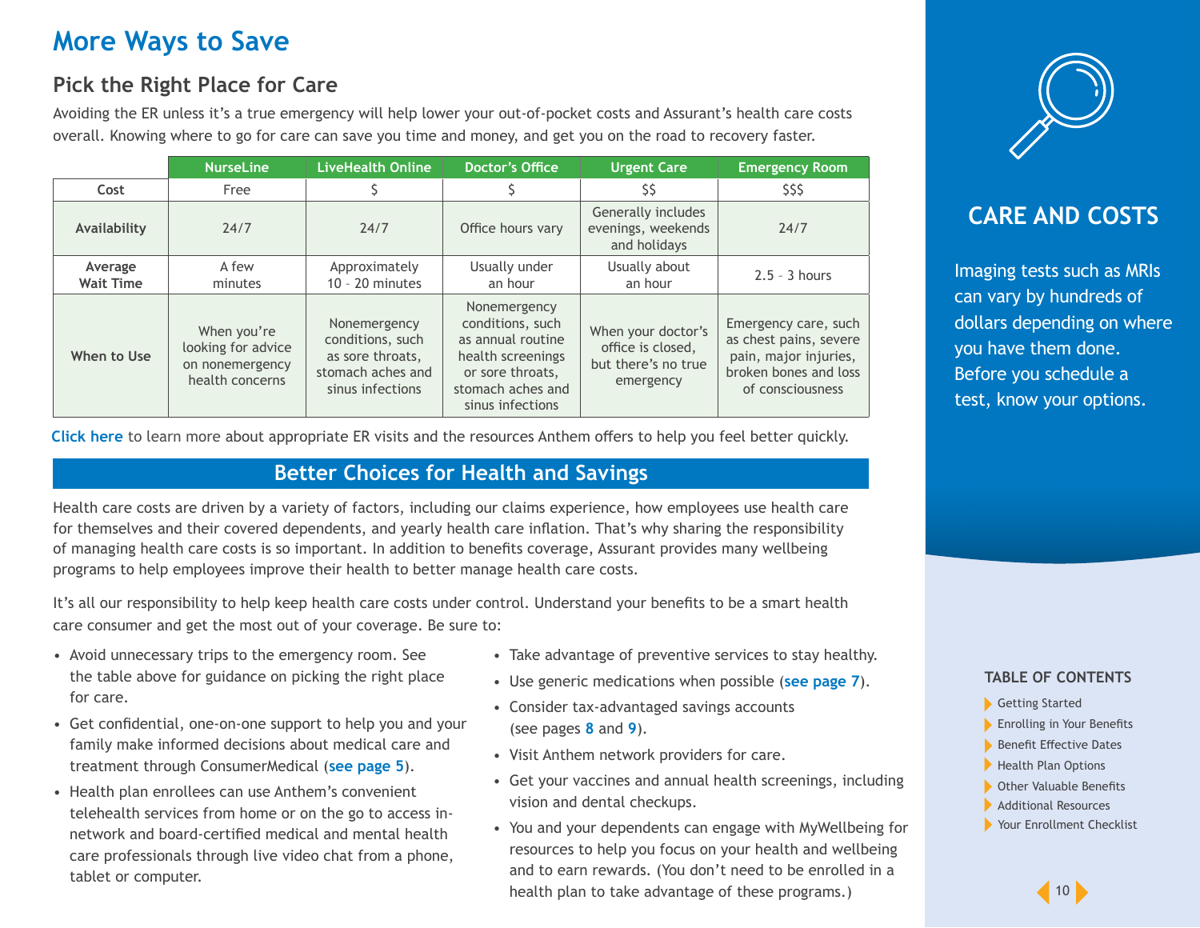# More Ways to Save

## Pick the Right Place for Care

Avoiding the ER unless it's a true emergency will help lower your out-of-pocket costs and Assurant's health care costs overall. Knowing where to go for care can save you time and money, and get you on the road to recovery faster.

| | NurseLine | LiveHealth Online | Doctor's Office | Urgent Care | Emergency Room |
|---|---|---|---|---|---|
| **Cost** | Free | $ | $ | $$ | $$$ |
| **Availability** | 24/7 | 24/7 | Office hours vary | Generally includes evenings, weekends and holidays | 24/7 |
| **Average Wait Time** | A few minutes | Approximately 10 – 20 minutes | Usually under an hour | Usually about an hour | 2.5 – 3 hours |
| **When to Use** | When you're looking for advice on nonemergency health concerns | Nonemergency conditions, such as sore throats, stomach aches and sinus infections | Nonemergency conditions, such as annual routine health screenings or sore throats, stomach aches and sinus infections | When your doctor's office is closed, but there's no true emergency | Emergency care, such as chest pains, severe pain, major injuries, broken bones and loss of consciousness |

**Click here** to learn more about appropriate ER visits and the resources Anthem offers to help you feel better quickly.

## Better Choices for Health and Savings

Health care costs are driven by a variety of factors, including our claims experience, how employees use health care for themselves and their covered dependents, and yearly health care inflation. That's why sharing the responsibility of managing health care costs is so important. In addition to benefits coverage, Assurant provides many wellbeing programs to help employees improve their health to better manage health care costs.

It's all our responsibility to help keep health care costs under control. Understand your benefits to be a smart health care consumer and get the most out of your coverage. Be sure to:

- Avoid unnecessary trips to the emergency room. See the table above for guidance on picking the right place for care.
- Get confidential, one-on-one support to help you and your family make informed decisions about medical care and treatment through ConsumerMedical (**see page 5**).
- Health plan enrollees can use Anthem's convenient telehealth services from home or on the go to access in-network and board-certified medical and mental health care professionals through live video chat from a phone, tablet or computer.
- Take advantage of preventive services to stay healthy.
- Use generic medications when possible (**see page 7**).
- Consider tax-advantaged savings accounts (see pages **8** and **9**).
- Visit Anthem network providers for care.
- Get your vaccines and annual health screenings, including vision and dental checkups.
- You and your dependents can engage with MyWellbeing for resources to help you focus on your health and wellbeing and to earn rewards. (You don't need to be enrolled in a health plan to take advantage of these programs.)

## CARE AND COSTS

Imaging tests such as MRIs can vary by hundreds of dollars depending on where you have them done. Before you schedule a test, know your options.

### TABLE OF CONTENTS

- Getting Started
- Enrolling in Your Benefits
- Benefit Effective Dates
- Health Plan Options
- Other Valuable Benefits
- Additional Resources
- Your Enrollment Checklist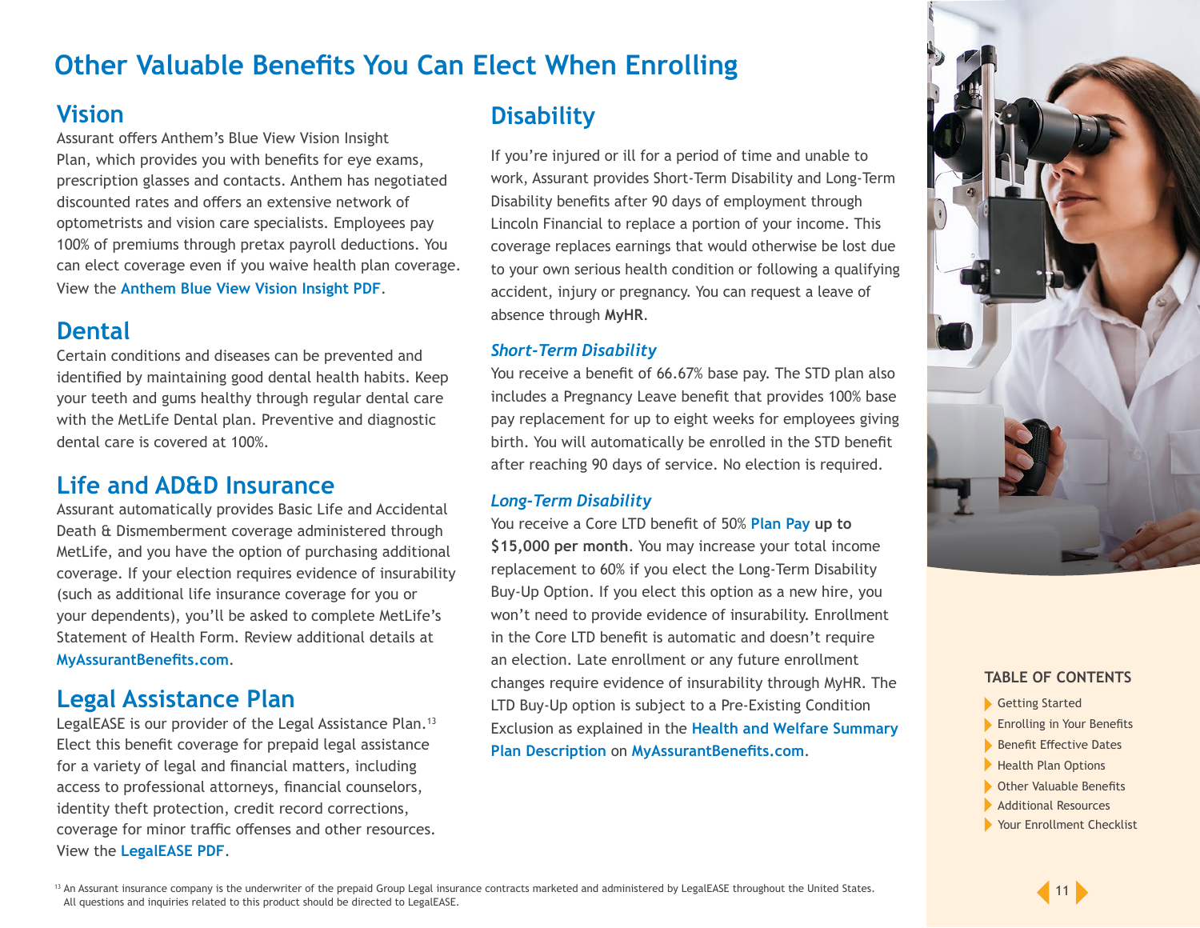# Other Valuable Benefits You Can Elect When Enrolling

## Vision

Assurant offers Anthem's Blue View Vision Insight Plan, which provides you with benefits for eye exams, prescription glasses and contacts. Anthem has negotiated discounted rates and offers an extensive network of optometrists and vision care specialists. Employees pay 100% of premiums through pretax payroll deductions. You can elect coverage even if you waive health plan coverage. View the **Anthem Blue View Vision Insight PDF**.

## Dental

Certain conditions and diseases can be prevented and identified by maintaining good dental health habits. Keep your teeth and gums healthy through regular dental care with the MetLife Dental plan. Preventive and diagnostic dental care is covered at 100%.

## Life and AD&D Insurance

Assurant automatically provides Basic Life and Accidental Death & Dismemberment coverage administered through MetLife, and you have the option of purchasing additional coverage. If your election requires evidence of insurability (such as additional life insurance coverage for you or your dependents), you'll be asked to complete MetLife's Statement of Health Form. Review additional details at **MyAssurantBenefits.com**.

## Legal Assistance Plan

LegalEASE is our provider of the Legal Assistance Plan.[13] Elect this benefit coverage for prepaid legal assistance for a variety of legal and financial matters, including access to professional attorneys, financial counselors, identity theft protection, credit record corrections, coverage for minor traffic offenses and other resources. View the **LegalEASE PDF**.

## Disability

If you're injured or ill for a period of time and unable to work, Assurant provides Short-Term Disability and Long-Term Disability benefits after 90 days of employment through Lincoln Financial to replace a portion of your income. This coverage replaces earnings that would otherwise be lost due to your own serious health condition or following a qualifying accident, injury or pregnancy. You can request a leave of absence through **MyHR**.

### *Short-Term Disability*

You receive a benefit of 66.67% base pay. The STD plan also includes a Pregnancy Leave benefit that provides 100% base pay replacement for up to eight weeks for employees giving birth. You will automatically be enrolled in the STD benefit after reaching 90 days of service. No election is required.

### *Long-Term Disability*

You receive a Core LTD benefit of 50% **Plan Pay** **up to $15,000 per month**. You may increase your total income replacement to 60% if you elect the Long-Term Disability Buy-Up Option. If you elect this option as a new hire, you won't need to provide evidence of insurability. Enrollment in the Core LTD benefit is automatic and doesn't require an election. Late enrollment or any future enrollment changes require evidence of insurability through MyHR. The LTD Buy-Up option is subject to a Pre-Existing Condition Exclusion as explained in the **Health and Welfare Summary Plan Description** on **MyAssurantBenefits.com**.

**TABLE OF CONTENTS**

- Getting Started
- Enrolling in Your Benefits
- Benefit Effective Dates
- Health Plan Options
- Other Valuable Benefits
- Additional Resources
- Your Enrollment Checklist

[13] An Assurant insurance company is the underwriter of the prepaid Group Legal insurance contracts marketed and administered by LegalEASE throughout the United States. All questions and inquiries related to this product should be directed to LegalEASE.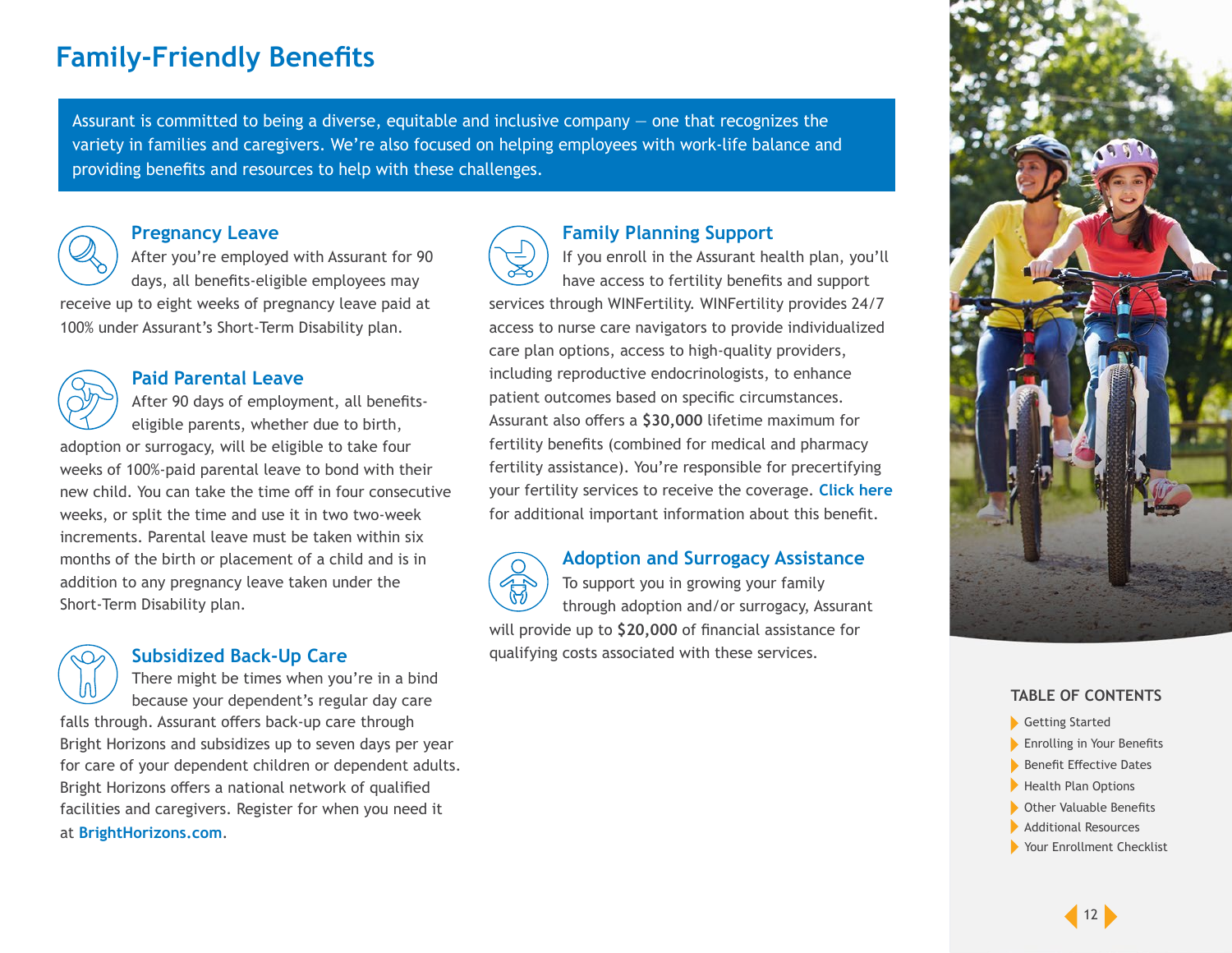# Family-Friendly Benefits

Assurant is committed to being a diverse, equitable and inclusive company — one that recognizes the variety in families and caregivers. We're also focused on helping employees with work-life balance and providing benefits and resources to help with these challenges.

## Pregnancy Leave

After you're employed with Assurant for 90 days, all benefits-eligible employees may receive up to eight weeks of pregnancy leave paid at 100% under Assurant's Short-Term Disability plan.

## Paid Parental Leave

After 90 days of employment, all benefits-eligible parents, whether due to birth, adoption or surrogacy, will be eligible to take four weeks of 100%-paid parental leave to bond with their new child. You can take the time off in four consecutive weeks, or split the time and use it in two two-week increments. Parental leave must be taken within six months of the birth or placement of a child and is in addition to any pregnancy leave taken under the Short-Term Disability plan.

## Subsidized Back-Up Care

There might be times when you're in a bind because your dependent's regular day care falls through. Assurant offers back-up care through Bright Horizons and subsidizes up to seven days per year for care of your dependent children or dependent adults. Bright Horizons offers a national network of qualified facilities and caregivers. Register for when you need it at **BrightHorizons.com**.

## Family Planning Support

If you enroll in the Assurant health plan, you'll have access to fertility benefits and support services through WINFertility. WINFertility provides 24/7 access to nurse care navigators to provide individualized care plan options, access to high-quality providers, including reproductive endocrinologists, to enhance patient outcomes based on specific circumstances. Assurant also offers a **$30,000** lifetime maximum for fertility benefits (combined for medical and pharmacy fertility assistance). You're responsible for precertifying your fertility services to receive the coverage. **Click here** for additional important information about this benefit.

## Adoption and Surrogacy Assistance

To support you in growing your family through adoption and/or surrogacy, Assurant will provide up to **$20,000** of financial assistance for qualifying costs associated with these services.

**TABLE OF CONTENTS**

- Getting Started
- Enrolling in Your Benefits
- Benefit Effective Dates
- Health Plan Options
- Other Valuable Benefits
- Additional Resources
- Your Enrollment Checklist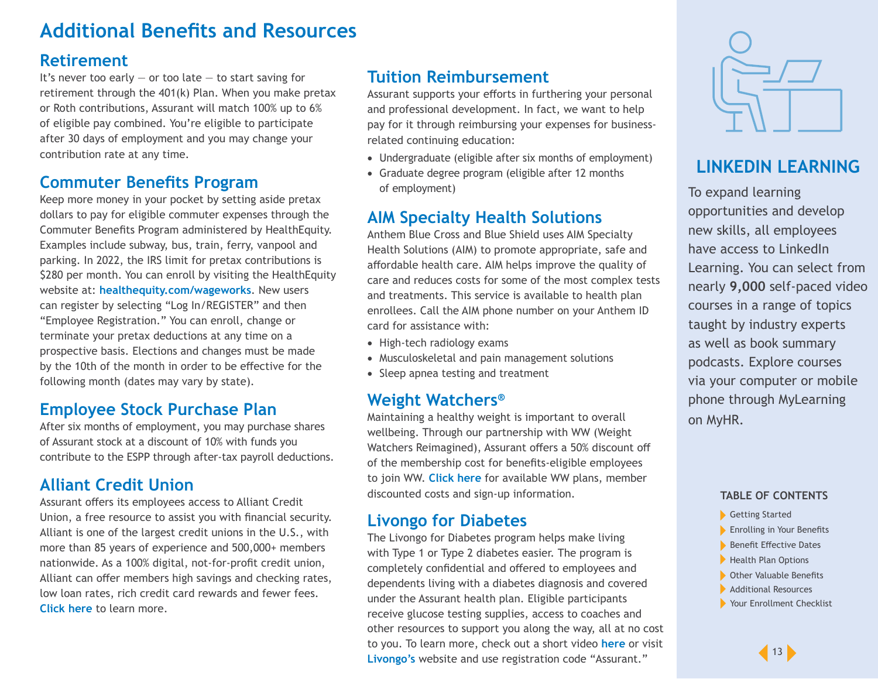# Additional Benefits and Resources

## Retirement

It's never too early — or too late — to start saving for retirement through the 401(k) Plan. When you make pretax or Roth contributions, Assurant will match 100% up to 6% of eligible pay combined. You're eligible to participate after 30 days of employment and you may change your contribution rate at any time.

## Commuter Benefits Program

Keep more money in your pocket by setting aside pretax dollars to pay for eligible commuter expenses through the Commuter Benefits Program administered by HealthEquity. Examples include subway, bus, train, ferry, vanpool and parking. In 2022, the IRS limit for pretax contributions is $280 per month. You can enroll by visiting the HealthEquity website at: **healthequity.com/wageworks**. New users can register by selecting "Log In/REGISTER" and then "Employee Registration." You can enroll, change or terminate your pretax deductions at any time on a prospective basis. Elections and changes must be made by the 10th of the month in order to be effective for the following month (dates may vary by state).

## Employee Stock Purchase Plan

After six months of employment, you may purchase shares of Assurant stock at a discount of 10% with funds you contribute to the ESPP through after-tax payroll deductions.

## Alliant Credit Union

Assurant offers its employees access to Alliant Credit Union, a free resource to assist you with financial security. Alliant is one of the largest credit unions in the U.S., with more than 85 years of experience and 500,000+ members nationwide. As a 100% digital, not-for-profit credit union, Alliant can offer members high savings and checking rates, low loan rates, rich credit card rewards and fewer fees. **Click here** to learn more.

## Tuition Reimbursement

Assurant supports your efforts in furthering your personal and professional development. In fact, we want to help pay for it through reimbursing your expenses for business-related continuing education:

- Undergraduate (eligible after six months of employment)
- Graduate degree program (eligible after 12 months of employment)

## AIM Specialty Health Solutions

Anthem Blue Cross and Blue Shield uses AIM Specialty Health Solutions (AIM) to promote appropriate, safe and affordable health care. AIM helps improve the quality of care and reduces costs for some of the most complex tests and treatments. This service is available to health plan enrollees. Call the AIM phone number on your Anthem ID card for assistance with:

- High-tech radiology exams
- Musculoskeletal and pain management solutions
- Sleep apnea testing and treatment

## Weight Watchers®

Maintaining a healthy weight is important to overall wellbeing. Through our partnership with WW (Weight Watchers Reimagined), Assurant offers a 50% discount off of the membership cost for benefits-eligible employees to join WW. **Click here** for available WW plans, member discounted costs and sign-up information.

## Livongo for Diabetes

The Livongo for Diabetes program helps make living with Type 1 or Type 2 diabetes easier. The program is completely confidential and offered to employees and dependents living with a diabetes diagnosis and covered under the Assurant health plan. Eligible participants receive glucose testing supplies, access to coaches and other resources to support you along the way, all at no cost to you. To learn more, check out a short video **here** or visit **Livongo's** website and use registration code "Assurant."

## LINKEDIN LEARNING

To expand learning opportunities and develop new skills, all employees have access to LinkedIn Learning. You can select from nearly **9,000** self-paced video courses in a range of topics taught by industry experts as well as book summary podcasts. Explore courses via your computer or mobile phone through MyLearning on MyHR.

**TABLE OF CONTENTS**

- Getting Started
- Enrolling in Your Benefits
- Benefit Effective Dates
- Health Plan Options
- Other Valuable Benefits
- Additional Resources
- Your Enrollment Checklist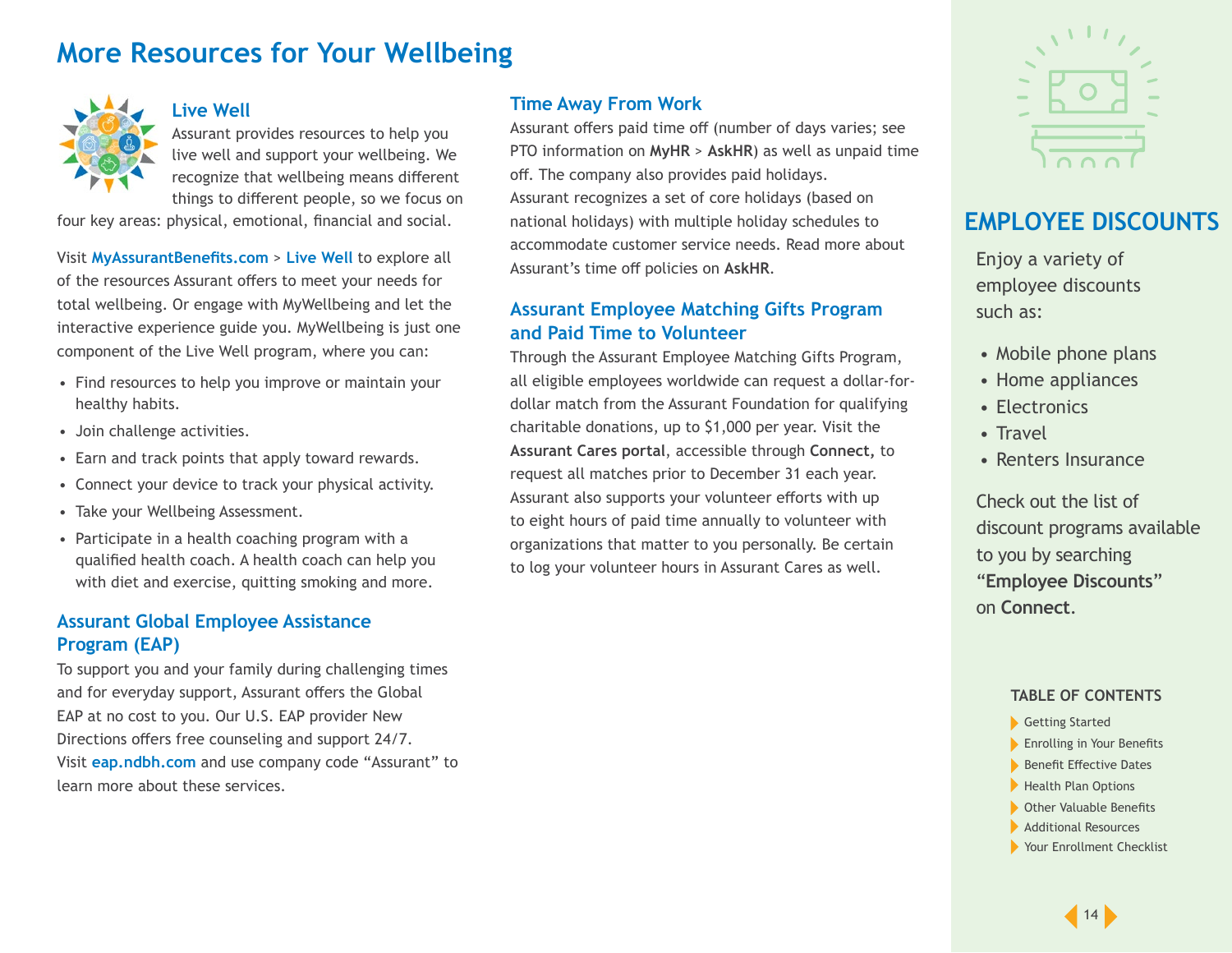# More Resources for Your Wellbeing

## Live Well

Assurant provides resources to help you live well and support your wellbeing. We recognize that wellbeing means different things to different people, so we focus on four key areas: physical, emotional, financial and social.

Visit **MyAssurantBenefits.com** > **Live Well** to explore all of the resources Assurant offers to meet your needs for total wellbeing. Or engage with MyWellbeing and let the interactive experience guide you. MyWellbeing is just one component of the Live Well program, where you can:

- Find resources to help you improve or maintain your healthy habits.
- Join challenge activities.
- Earn and track points that apply toward rewards.
- Connect your device to track your physical activity.
- Take your Wellbeing Assessment.
- Participate in a health coaching program with a qualified health coach. A health coach can help you with diet and exercise, quitting smoking and more.

## Assurant Global Employee Assistance Program (EAP)

To support you and your family during challenging times and for everyday support, Assurant offers the Global EAP at no cost to you. Our U.S. EAP provider New Directions offers free counseling and support 24/7. Visit **eap.ndbh.com** and use company code "Assurant" to learn more about these services.

## Time Away From Work

Assurant offers paid time off (number of days varies; see PTO information on **MyHR** > **AskHR**) as well as unpaid time off. The company also provides paid holidays. Assurant recognizes a set of core holidays (based on national holidays) with multiple holiday schedules to accommodate customer service needs. Read more about Assurant's time off policies on **AskHR**.

## Assurant Employee Matching Gifts Program and Paid Time to Volunteer

Through the Assurant Employee Matching Gifts Program, all eligible employees worldwide can request a dollar-for-dollar match from the Assurant Foundation for qualifying charitable donations, up to $1,000 per year. Visit the **Assurant Cares portal**, accessible through **Connect,** to request all matches prior to December 31 each year. Assurant also supports your volunteer efforts with up to eight hours of paid time annually to volunteer with organizations that matter to you personally. Be certain to log your volunteer hours in Assurant Cares as well.

## EMPLOYEE DISCOUNTS

Enjoy a variety of employee discounts such as:

- Mobile phone plans
- Home appliances
- Electronics
- Travel
- Renters Insurance

Check out the list of discount programs available to you by searching **"Employee Discounts"** on **Connect.**

**TABLE OF CONTENTS**

- Getting Started
- Enrolling in Your Benefits
- Benefit Effective Dates
- Health Plan Options
- Other Valuable Benefits
- Additional Resources
- Your Enrollment Checklist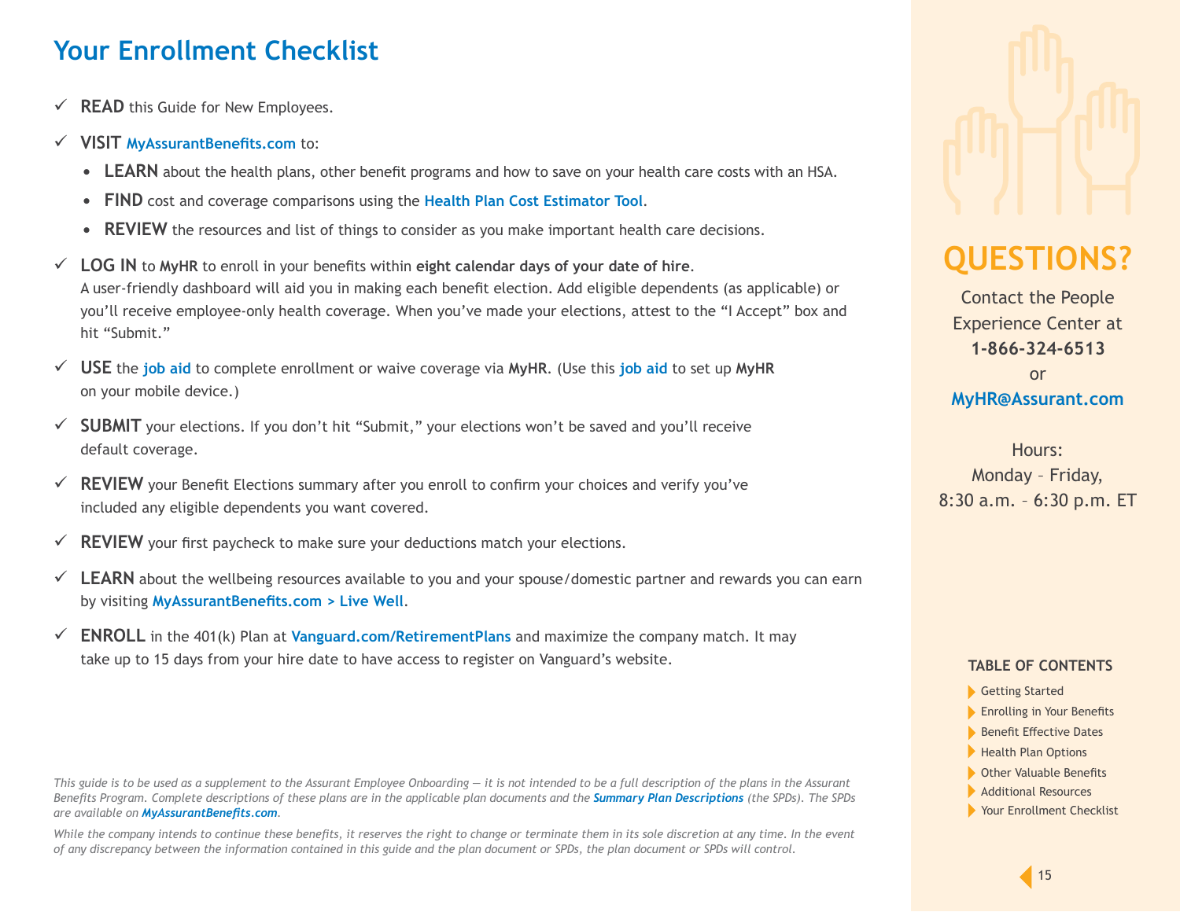# Your Enrollment Checklist

- ✓ **READ** this Guide for New Employees.
- ✓ **VISIT** MyAssurantBenefits.com to:
  - **LEARN** about the health plans, other benefit programs and how to save on your health care costs with an HSA.
  - **FIND** cost and coverage comparisons using the Health Plan Cost Estimator Tool.
  - **REVIEW** the resources and list of things to consider as you make important health care decisions.
- ✓ **LOG IN** to **MyHR** to enroll in your benefits within **eight calendar days of your date of hire**. A user-friendly dashboard will aid you in making each benefit election. Add eligible dependents (as applicable) or you'll receive employee-only health coverage. When you've made your elections, attest to the "I Accept" box and hit "Submit."
- ✓ **USE** the job aid to complete enrollment or waive coverage via **MyHR**. (Use this job aid to set up **MyHR** on your mobile device.)
- ✓ **SUBMIT** your elections. If you don't hit "Submit," your elections won't be saved and you'll receive default coverage.
- ✓ **REVIEW** your Benefit Elections summary after you enroll to confirm your choices and verify you've included any eligible dependents you want covered.
- ✓ **REVIEW** your first paycheck to make sure your deductions match your elections.
- ✓ **LEARN** about the wellbeing resources available to you and your spouse/domestic partner and rewards you can earn by visiting MyAssurantBenefits.com > Live Well.
- ✓ **ENROLL** in the 401(k) Plan at Vanguard.com/RetirementPlans and maximize the company match. It may take up to 15 days from your hire date to have access to register on Vanguard's website.

*This guide is to be used as a supplement to the Assurant Employee Onboarding — it is not intended to be a full description of the plans in the Assurant Benefits Program. Complete descriptions of these plans are in the applicable plan documents and the **Summary Plan Descriptions** (the SPDs). The SPDs are available on **MyAssurantBenefits.com**.*

*While the company intends to continue these benefits, it reserves the right to change or terminate them in its sole discretion at any time. In the event of any discrepancy between the information contained in this guide and the plan document or SPDs, the plan document or SPDs will control.*

## QUESTIONS?

Contact the People Experience Center at **1-866-324-6513** or **MyHR@Assurant.com**

Hours:
Monday – Friday,
8:30 a.m. – 6:30 p.m. ET

**TABLE OF CONTENTS**

- Getting Started
- Enrolling in Your Benefits
- Benefit Effective Dates
- Health Plan Options
- Other Valuable Benefits
- Additional Resources
- Your Enrollment Checklist